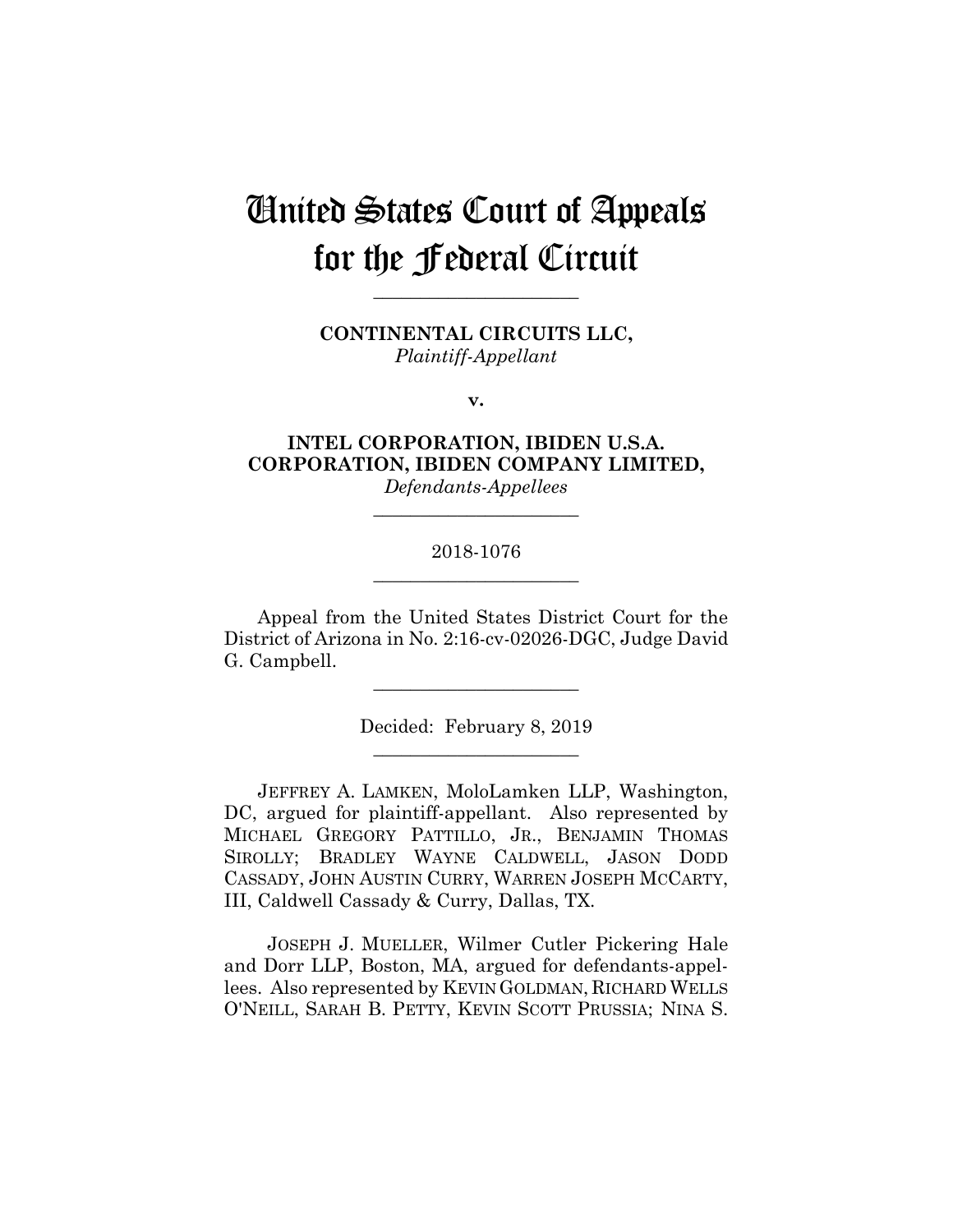# United States Court of Appeals for the Federal Circuit

______________________

**CONTINENTAL CIRCUITS LLC,**
*Plaintiff-Appellant*

**v.**

**INTEL CORPORATION, IBIDEN U.S.A. CORPORATION, IBIDEN COMPANY LIMITED,**
*Defendants-Appellees*

______________________

2018-1076

______________________

Appeal from the United States District Court for the District of Arizona in No. 2:16-cv-02026-DGC, Judge David G. Campbell.

______________________

Decided: February 8, 2019

______________________

JEFFREY A. LAMKEN, MoloLamken LLP, Washington, DC, argued for plaintiff-appellant. Also represented by MICHAEL GREGORY PATTILLO, JR., BENJAMIN THOMAS SIROLLY; BRADLEY WAYNE CALDWELL, JASON DODD CASSADY, JOHN AUSTIN CURRY, WARREN JOSEPH MCCARTY, III, Caldwell Cassady & Curry, Dallas, TX.

JOSEPH J. MUELLER, Wilmer Cutler Pickering Hale and Dorr LLP, Boston, MA, argued for defendants-appellees. Also represented by KEVIN GOLDMAN, RICHARD WELLS O'NEILL, SARAH B. PETTY, KEVIN SCOTT PRUSSIA; NINA S.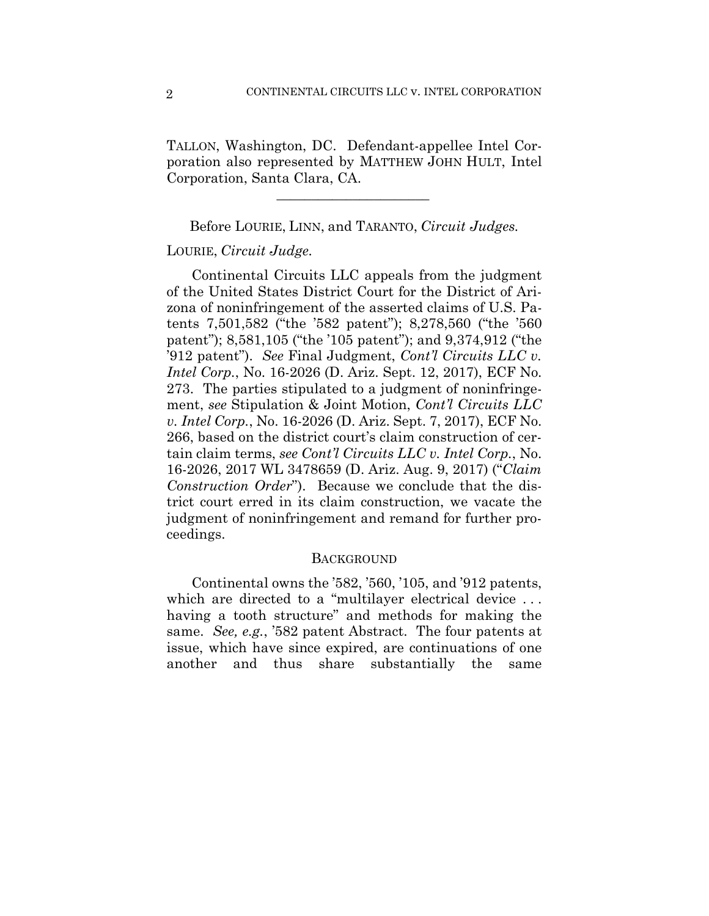TALLON, Washington, DC. Defendant-appellee Intel Corporation also represented by MATTHEW JOHN HULT, Intel Corporation, Santa Clara, CA.

______________________

Before LOURIE, LINN, and TARANTO, *Circuit Judges.*

LOURIE, *Circuit Judge.*

Continental Circuits LLC appeals from the judgment of the United States District Court for the District of Arizona of noninfringement of the asserted claims of U.S. Patents 7,501,582 ("the '582 patent"); 8,278,560 ("the '560 patent"); 8,581,105 ("the '105 patent"); and 9,374,912 ("the '912 patent"). *See* Final Judgment, *Cont'l Circuits LLC v. Intel Corp.*, No. 16-2026 (D. Ariz. Sept. 12, 2017), ECF No. 273. The parties stipulated to a judgment of noninfringement, *see* Stipulation & Joint Motion, *Cont'l Circuits LLC v. Intel Corp.*, No. 16-2026 (D. Ariz. Sept. 7, 2017), ECF No. 266, based on the district court's claim construction of certain claim terms, *see Cont'l Circuits LLC v. Intel Corp.*, No. 16-2026, 2017 WL 3478659 (D. Ariz. Aug. 9, 2017) ("*Claim Construction Order*"). Because we conclude that the district court erred in its claim construction, we vacate the judgment of noninfringement and remand for further proceedings.

## BACKGROUND

Continental owns the '582, '560, '105, and '912 patents, which are directed to a "multilayer electrical device . . . having a tooth structure" and methods for making the same. *See, e.g.*, '582 patent Abstract. The four patents at issue, which have since expired, are continuations of one another and thus share substantially the same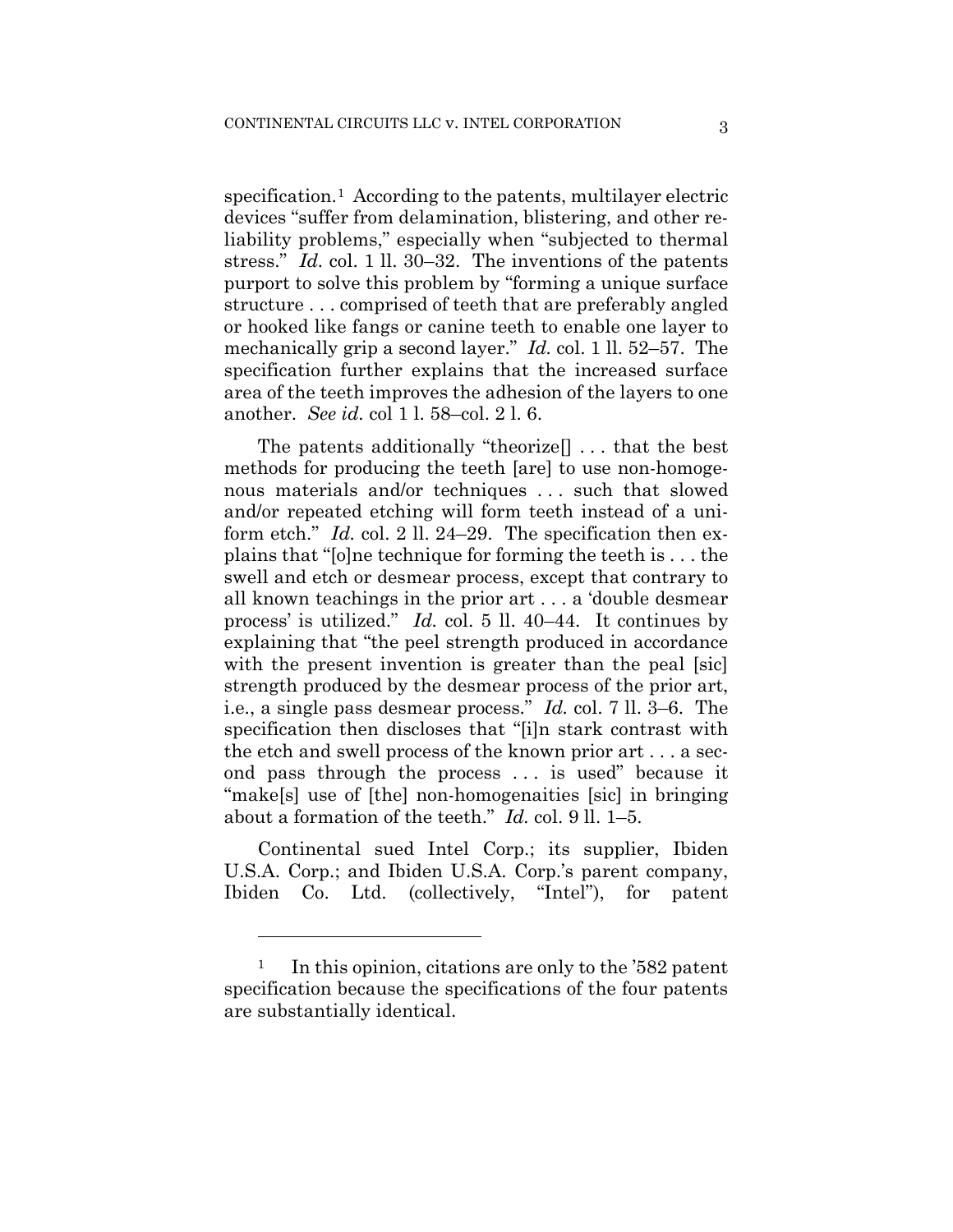specification.[1] According to the patents, multilayer electric devices "suffer from delamination, blistering, and other reliability problems," especially when "subjected to thermal stress." *Id.* col. 1 ll. 30–32. The inventions of the patents purport to solve this problem by "forming a unique surface structure . . . comprised of teeth that are preferably angled or hooked like fangs or canine teeth to enable one layer to mechanically grip a second layer." *Id.* col. 1 ll. 52–57. The specification further explains that the increased surface area of the teeth improves the adhesion of the layers to one another. *See id.* col 1 l. 58–col. 2 l. 6.

The patents additionally "theorize[] . . . that the best methods for producing the teeth [are] to use non-homogenous materials and/or techniques . . . such that slowed and/or repeated etching will form teeth instead of a uniform etch." *Id.* col. 2 ll. 24–29. The specification then explains that "[o]ne technique for forming the teeth is . . . the swell and etch or desmear process, except that contrary to all known teachings in the prior art . . . a 'double desmear process' is utilized." *Id.* col. 5 ll. 40–44. It continues by explaining that "the peel strength produced in accordance with the present invention is greater than the peal [sic] strength produced by the desmear process of the prior art, i.e., a single pass desmear process." *Id.* col. 7 ll. 3–6. The specification then discloses that "[i]n stark contrast with the etch and swell process of the known prior art . . . a second pass through the process . . . is used" because it "make[s] use of [the] non-homogenaities [sic] in bringing about a formation of the teeth." *Id.* col. 9 ll. 1–5.

Continental sued Intel Corp.; its supplier, Ibiden U.S.A. Corp.; and Ibiden U.S.A. Corp.'s parent company, Ibiden Co. Ltd. (collectively, "Intel"), for patent

---

[1] In this opinion, citations are only to the '582 patent specification because the specifications of the four patents are substantially identical.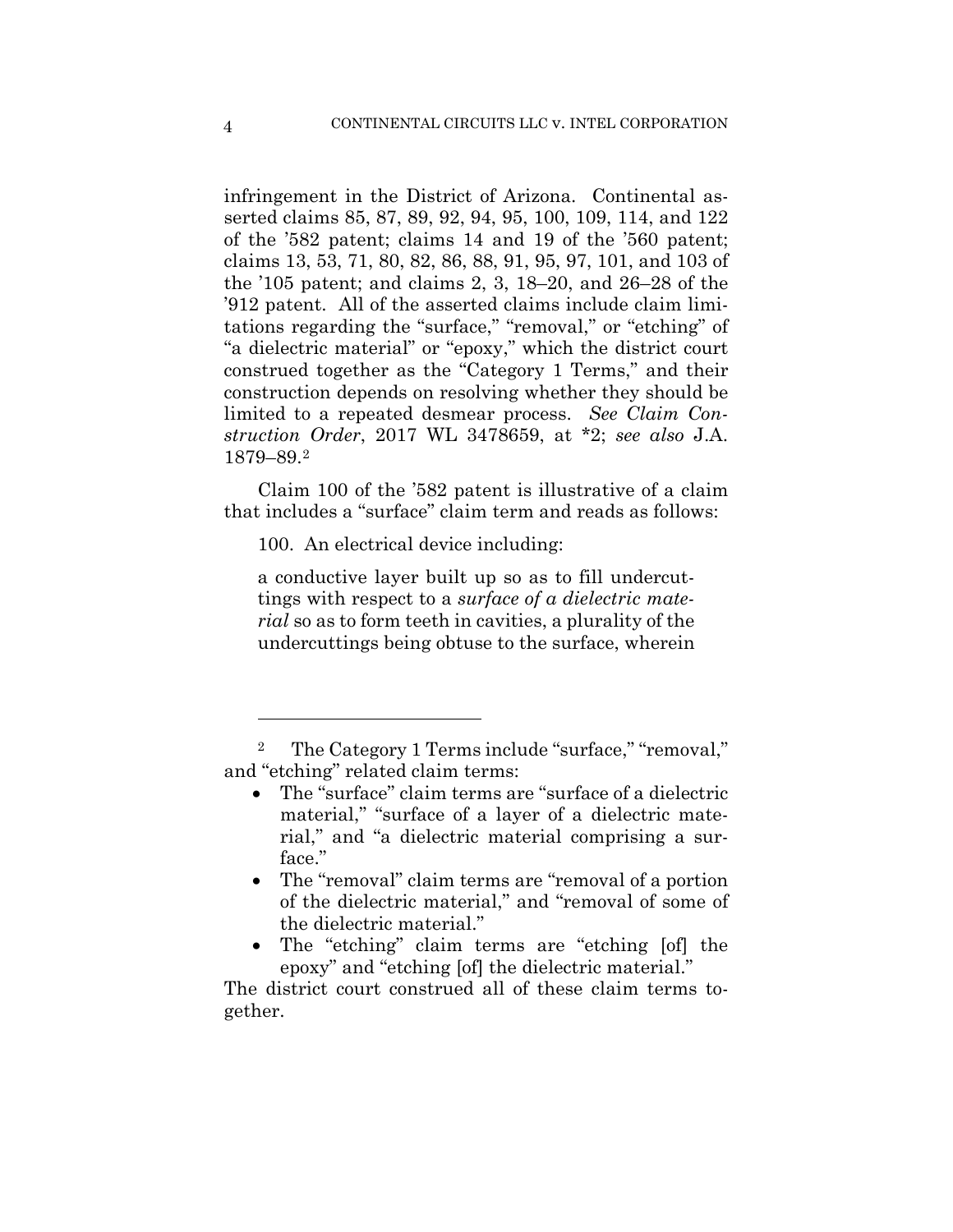infringement in the District of Arizona. Continental asserted claims 85, 87, 89, 92, 94, 95, 100, 109, 114, and 122 of the '582 patent; claims 14 and 19 of the '560 patent; claims 13, 53, 71, 80, 82, 86, 88, 91, 95, 97, 101, and 103 of the '105 patent; and claims 2, 3, 18–20, and 26–28 of the '912 patent. All of the asserted claims include claim limitations regarding the "surface," "removal," or "etching" of "a dielectric material" or "epoxy," which the district court construed together as the "Category 1 Terms," and their construction depends on resolving whether they should be limited to a repeated desmear process. *See Claim Construction Order*, 2017 WL 3478659, at *2; *see also* J.A. 1879–89.[2]

Claim 100 of the '582 patent is illustrative of a claim that includes a "surface" claim term and reads as follows:

> 100. An electrical device including:
>
> a conductive layer built up so as to fill undercuttings with respect to a *surface of a dielectric material* so as to form teeth in cavities, a plurality of the undercuttings being obtuse to the surface, wherein

---

[2] The Category 1 Terms include "surface," "removal," and "etching" related claim terms:

- The "surface" claim terms are "surface of a dielectric material," "surface of a layer of a dielectric material," and "a dielectric material comprising a surface."
- The "removal" claim terms are "removal of a portion of the dielectric material," and "removal of some of the dielectric material."
- The "etching" claim terms are "etching [of] the epoxy" and "etching [of] the dielectric material."

The district court construed all of these claim terms together.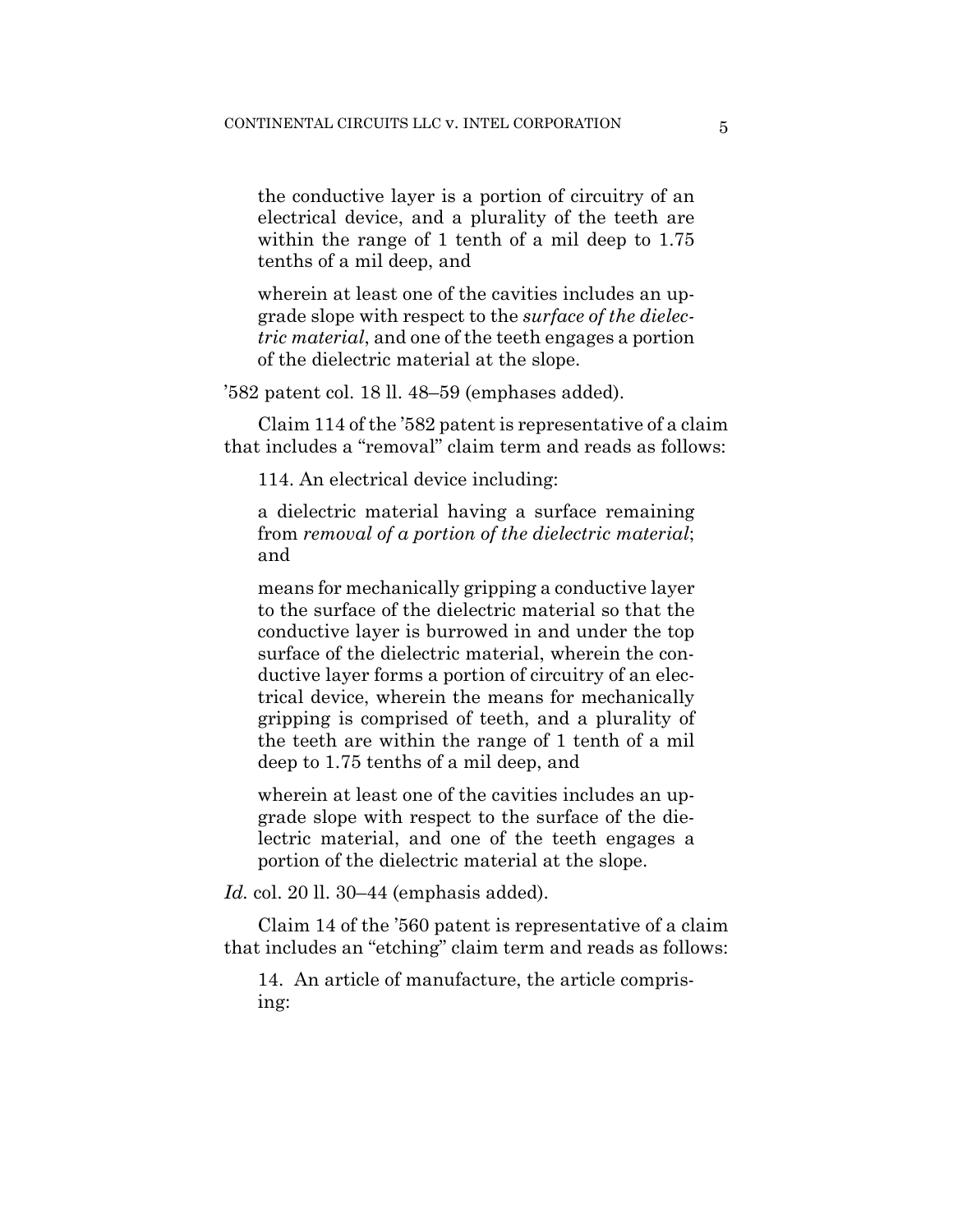the conductive layer is a portion of circuitry of an electrical device, and a plurality of the teeth are within the range of 1 tenth of a mil deep to 1.75 tenths of a mil deep, and

wherein at least one of the cavities includes an upgrade slope with respect to the *surface of the dielectric material*, and one of the teeth engages a portion of the dielectric material at the slope.

'582 patent col. 18 ll. 48–59 (emphases added).

Claim 114 of the '582 patent is representative of a claim that includes a "removal" claim term and reads as follows:

114. An electrical device including:

a dielectric material having a surface remaining from *removal of a portion of the dielectric material*; and

means for mechanically gripping a conductive layer to the surface of the dielectric material so that the conductive layer is burrowed in and under the top surface of the dielectric material, wherein the conductive layer forms a portion of circuitry of an electrical device, wherein the means for mechanically gripping is comprised of teeth, and a plurality of the teeth are within the range of 1 tenth of a mil deep to 1.75 tenths of a mil deep, and

wherein at least one of the cavities includes an upgrade slope with respect to the surface of the dielectric material, and one of the teeth engages a portion of the dielectric material at the slope.

*Id.* col. 20 ll. 30–44 (emphasis added).

Claim 14 of the '560 patent is representative of a claim that includes an "etching" claim term and reads as follows:

14. An article of manufacture, the article comprising: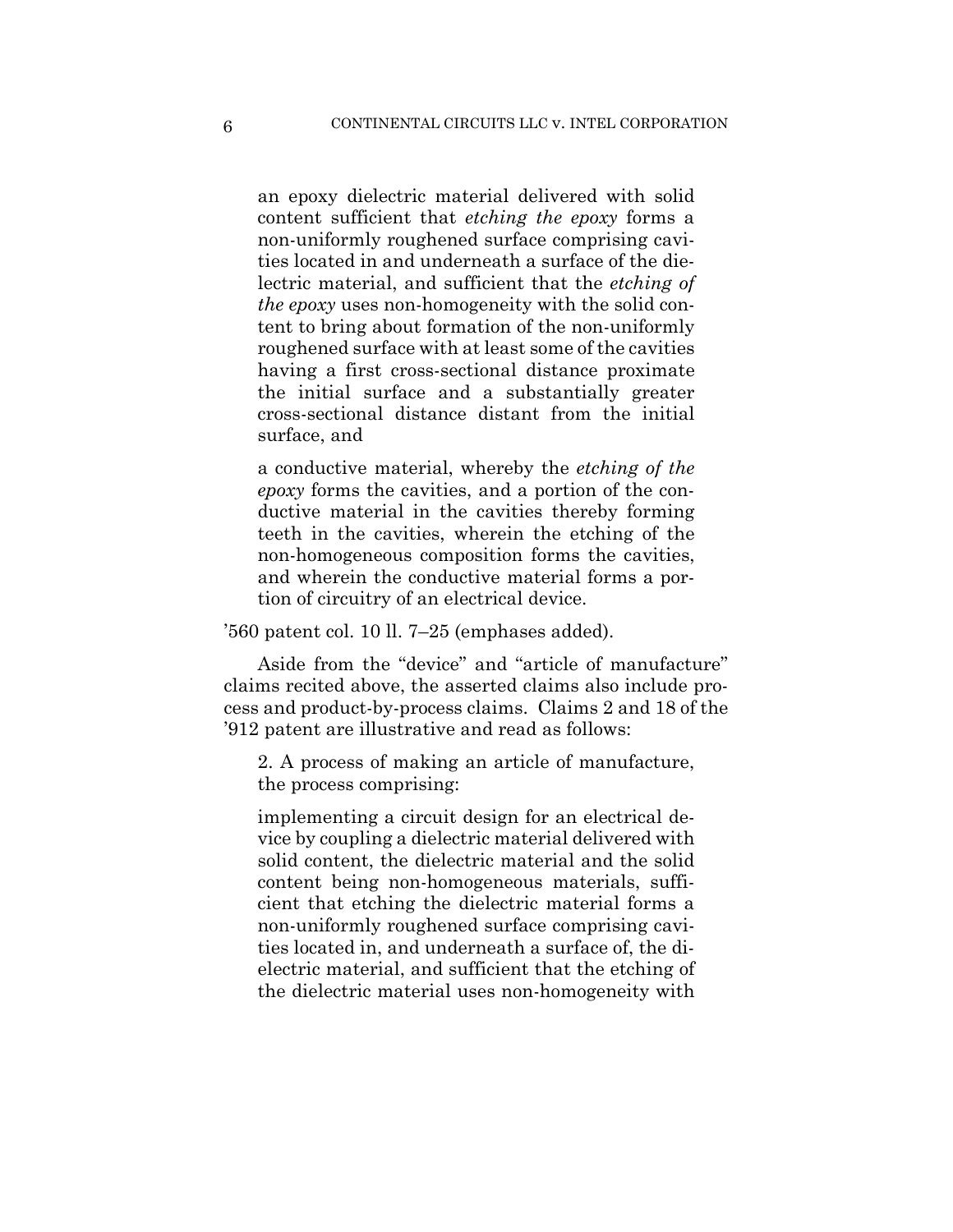an epoxy dielectric material delivered with solid content sufficient that *etching the epoxy* forms a non-uniformly roughened surface comprising cavities located in and underneath a surface of the dielectric material, and sufficient that the *etching of the epoxy* uses non-homogeneity with the solid content to bring about formation of the non-uniformly roughened surface with at least some of the cavities having a first cross-sectional distance proximate the initial surface and a substantially greater cross-sectional distance distant from the initial surface, and

a conductive material, whereby the *etching of the epoxy* forms the cavities, and a portion of the conductive material in the cavities thereby forming teeth in the cavities, wherein the etching of the non-homogeneous composition forms the cavities, and wherein the conductive material forms a portion of circuitry of an electrical device.

'560 patent col. 10 ll. 7–25 (emphases added).

Aside from the "device" and "article of manufacture" claims recited above, the asserted claims also include process and product-by-process claims. Claims 2 and 18 of the '912 patent are illustrative and read as follows:

2. A process of making an article of manufacture, the process comprising:

implementing a circuit design for an electrical device by coupling a dielectric material delivered with solid content, the dielectric material and the solid content being non-homogeneous materials, sufficient that etching the dielectric material forms a non-uniformly roughened surface comprising cavities located in, and underneath a surface of, the dielectric material, and sufficient that the etching of the dielectric material uses non-homogeneity with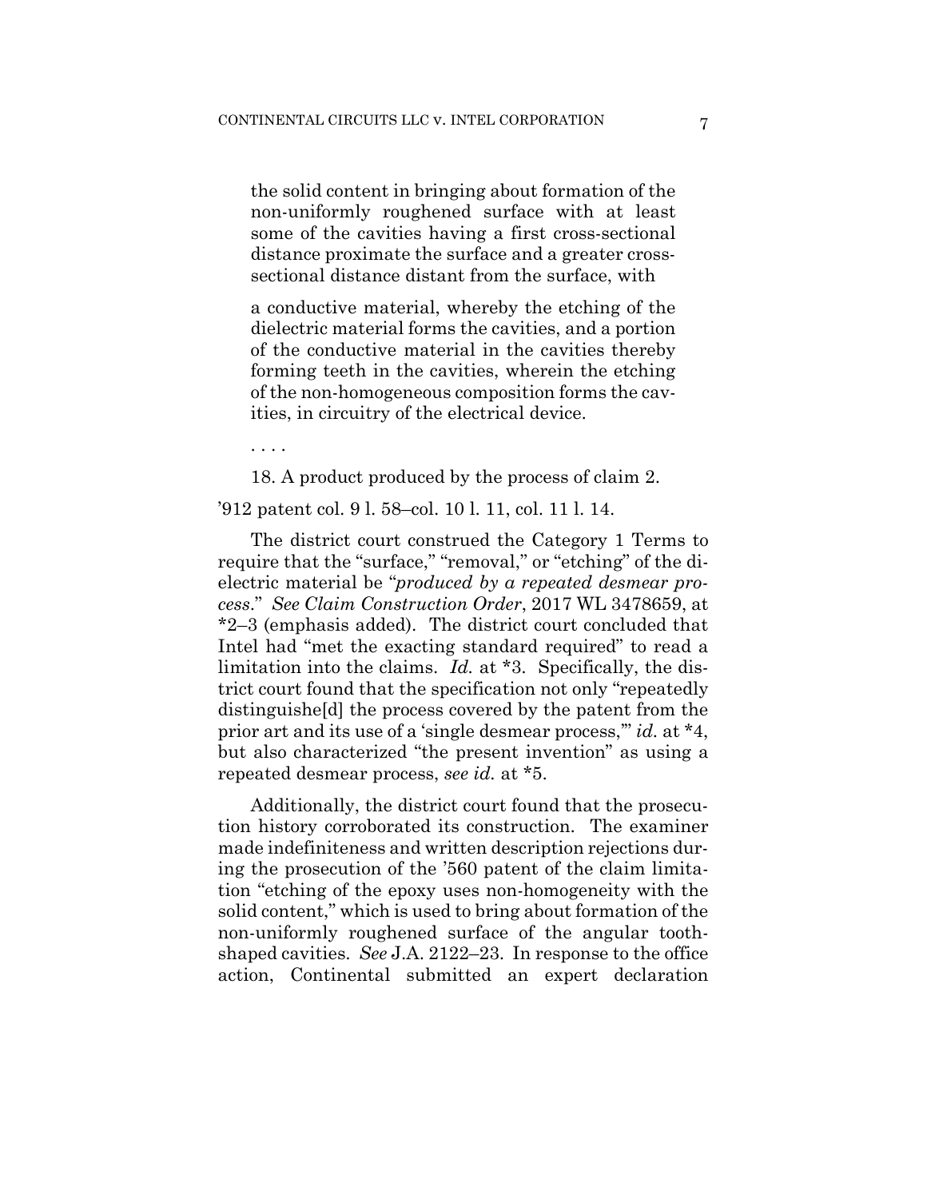the solid content in bringing about formation of the non-uniformly roughened surface with at least some of the cavities having a first cross-sectional distance proximate the surface and a greater cross-sectional distance distant from the surface, with

a conductive material, whereby the etching of the dielectric material forms the cavities, and a portion of the conductive material in the cavities thereby forming teeth in the cavities, wherein the etching of the non-homogeneous composition forms the cavities, in circuitry of the electrical device.

. . . .

18. A product produced by the process of claim 2.

'912 patent col. 9 l. 58–col. 10 l. 11, col. 11 l. 14.

The district court construed the Category 1 Terms to require that the "surface," "removal," or "etching" of the dielectric material be "*produced by a repeated desmear process*." *See Claim Construction Order*, 2017 WL 3478659, at \*2–3 (emphasis added). The district court concluded that Intel had "met the exacting standard required" to read a limitation into the claims. *Id.* at \*3. Specifically, the district court found that the specification not only "repeatedly distinguishe[d] the process covered by the patent from the prior art and its use of a 'single desmear process,'" *id.* at \*4, but also characterized "the present invention" as using a repeated desmear process, *see id.* at \*5.

Additionally, the district court found that the prosecution history corroborated its construction. The examiner made indefiniteness and written description rejections during the prosecution of the '560 patent of the claim limitation "etching of the epoxy uses non-homogeneity with the solid content," which is used to bring about formation of the non-uniformly roughened surface of the angular tooth-shaped cavities. *See* J.A. 2122–23. In response to the office action, Continental submitted an expert declaration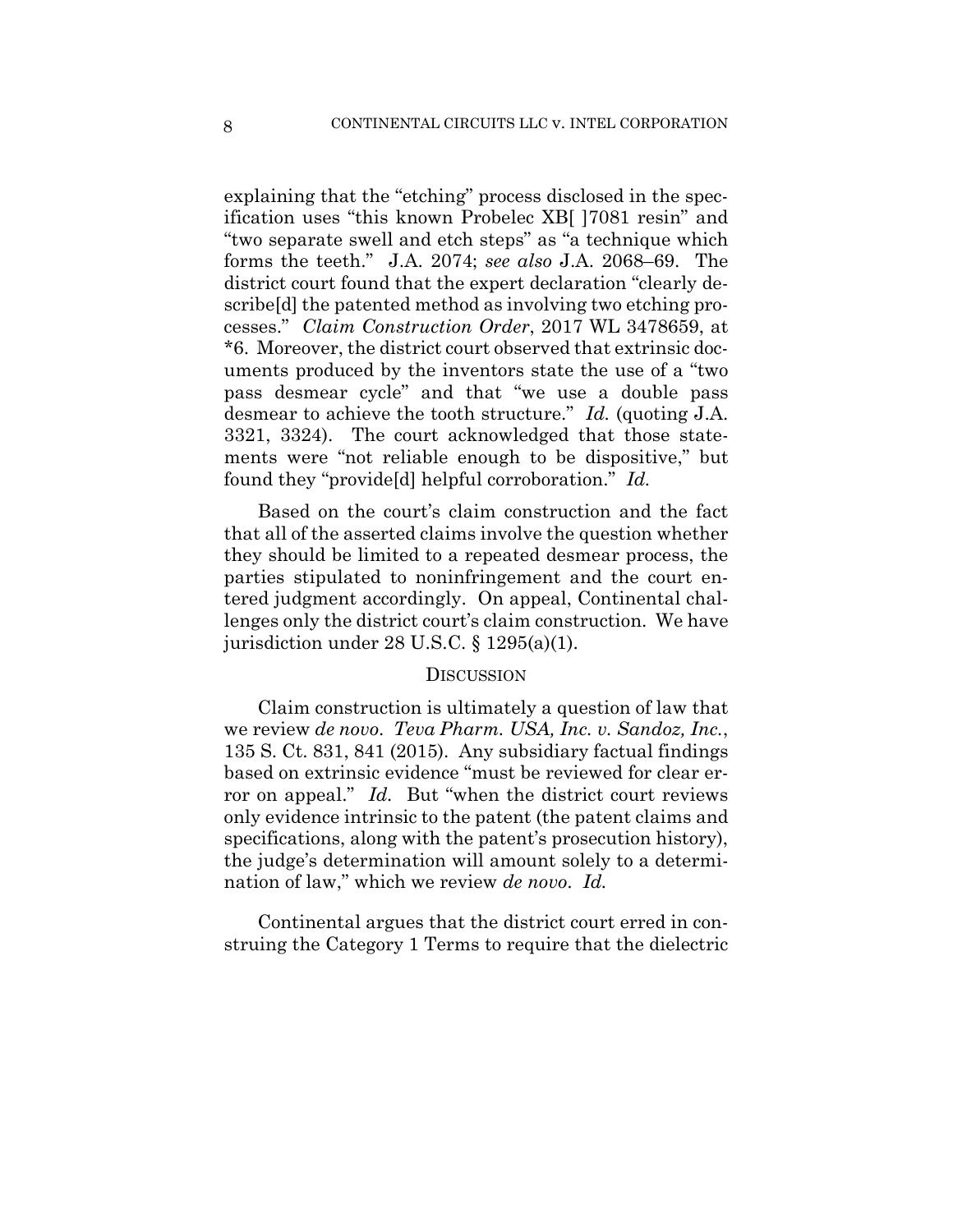explaining that the "etching" process disclosed in the specification uses "this known Probelec XB[ ]7081 resin" and "two separate swell and etch steps" as "a technique which forms the teeth." J.A. 2074; *see also* J.A. 2068–69. The district court found that the expert declaration "clearly describe[d] the patented method as involving two etching processes." *Claim Construction Order*, 2017 WL 3478659, at *6. Moreover, the district court observed that extrinsic documents produced by the inventors state the use of a "two pass desmear cycle" and that "we use a double pass desmear to achieve the tooth structure." *Id.* (quoting J.A. 3321, 3324). The court acknowledged that those statements were "not reliable enough to be dispositive," but found they "provide[d] helpful corroboration." *Id.*

Based on the court's claim construction and the fact that all of the asserted claims involve the question whether they should be limited to a repeated desmear process, the parties stipulated to noninfringement and the court entered judgment accordingly. On appeal, Continental challenges only the district court's claim construction. We have jurisdiction under 28 U.S.C. § 1295(a)(1).

## DISCUSSION

Claim construction is ultimately a question of law that we review *de novo*. *Teva Pharm. USA, Inc. v. Sandoz, Inc.*, 135 S. Ct. 831, 841 (2015). Any subsidiary factual findings based on extrinsic evidence "must be reviewed for clear error on appeal." *Id.* But "when the district court reviews only evidence intrinsic to the patent (the patent claims and specifications, along with the patent's prosecution history), the judge's determination will amount solely to a determination of law," which we review *de novo*. *Id.*

Continental argues that the district court erred in construing the Category 1 Terms to require that the dielectric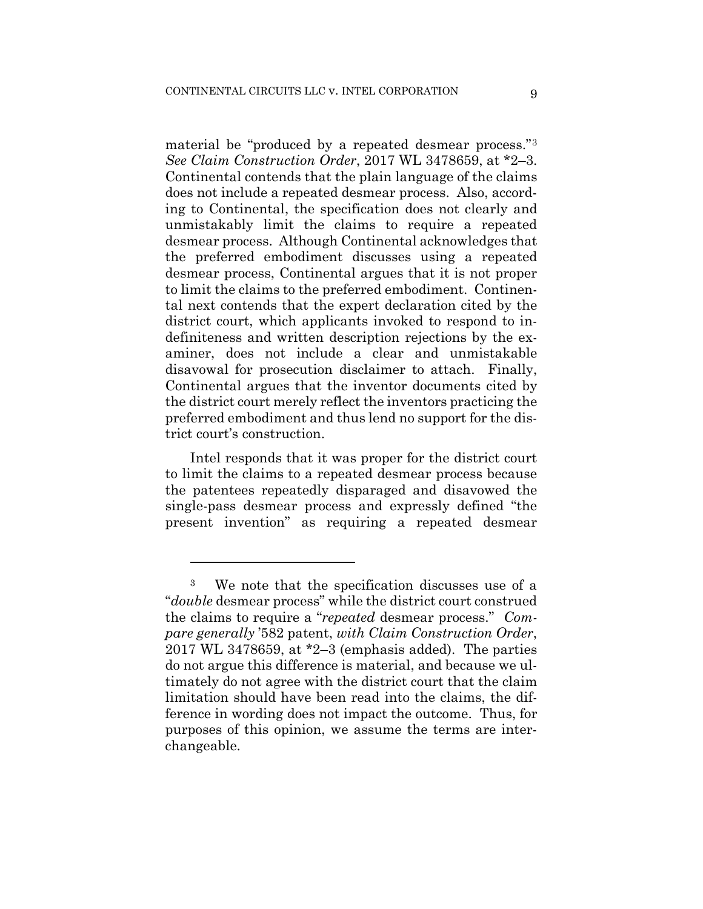material be "produced by a repeated desmear process."[3] *See Claim Construction Order*, 2017 WL 3478659, at *2–3. Continental contends that the plain language of the claims does not include a repeated desmear process. Also, according to Continental, the specification does not clearly and unmistakably limit the claims to require a repeated desmear process. Although Continental acknowledges that the preferred embodiment discusses using a repeated desmear process, Continental argues that it is not proper to limit the claims to the preferred embodiment. Continental next contends that the expert declaration cited by the district court, which applicants invoked to respond to indefiniteness and written description rejections by the examiner, does not include a clear and unmistakable disavowal for prosecution disclaimer to attach. Finally, Continental argues that the inventor documents cited by the district court merely reflect the inventors practicing the preferred embodiment and thus lend no support for the district court's construction.

Intel responds that it was proper for the district court to limit the claims to a repeated desmear process because the patentees repeatedly disparaged and disavowed the single-pass desmear process and expressly defined "the present invention" as requiring a repeated desmear

---

[3] We note that the specification discusses use of a "*double* desmear process" while the district court construed the claims to require a "*repeated* desmear process." *Compare generally* '582 patent, *with Claim Construction Order*, 2017 WL 3478659, at *2–3 (emphasis added). The parties do not argue this difference is material, and because we ultimately do not agree with the district court that the claim limitation should have been read into the claims, the difference in wording does not impact the outcome. Thus, for purposes of this opinion, we assume the terms are interchangeable.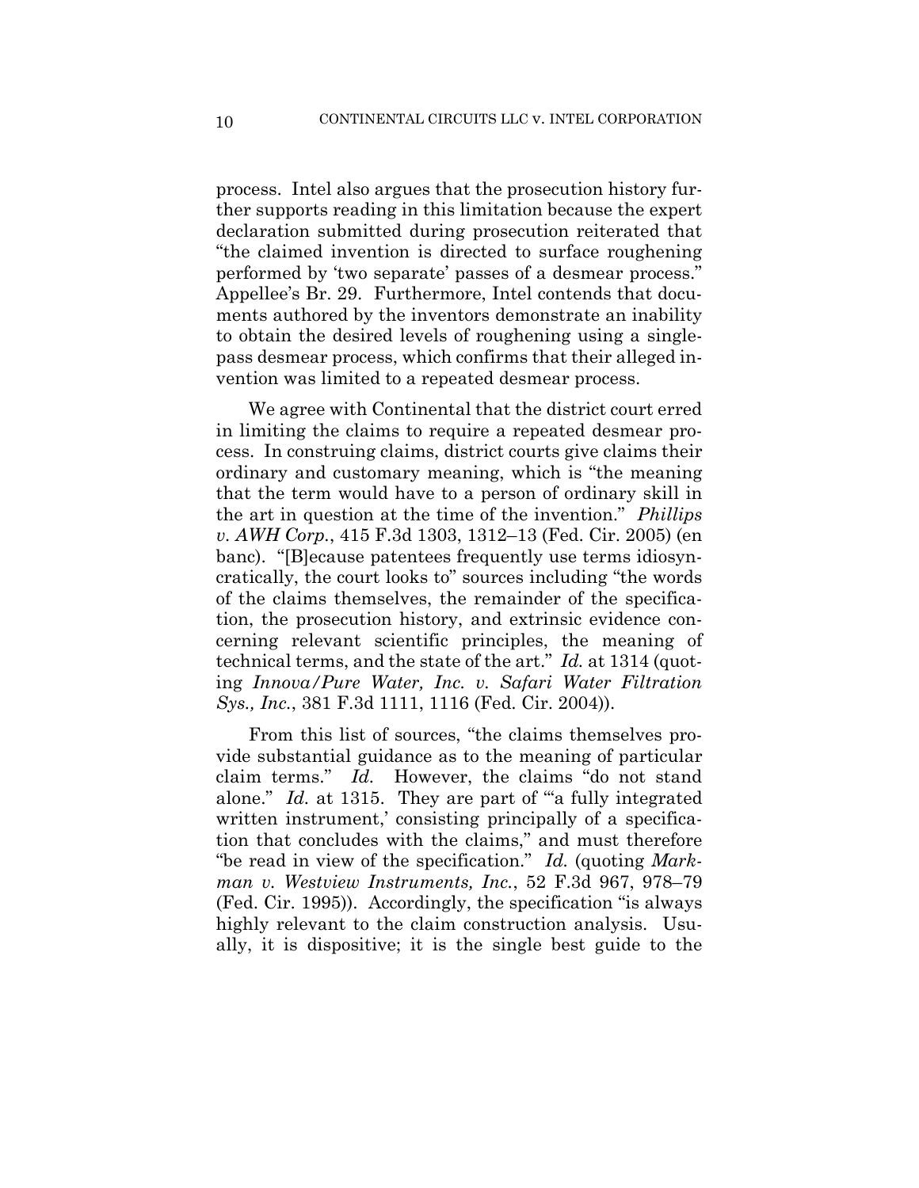process. Intel also argues that the prosecution history further supports reading in this limitation because the expert declaration submitted during prosecution reiterated that "the claimed invention is directed to surface roughening performed by 'two separate' passes of a desmear process." Appellee's Br. 29. Furthermore, Intel contends that documents authored by the inventors demonstrate an inability to obtain the desired levels of roughening using a single-pass desmear process, which confirms that their alleged invention was limited to a repeated desmear process.

We agree with Continental that the district court erred in limiting the claims to require a repeated desmear process. In construing claims, district courts give claims their ordinary and customary meaning, which is "the meaning that the term would have to a person of ordinary skill in the art in question at the time of the invention." *Phillips v. AWH Corp.*, 415 F.3d 1303, 1312–13 (Fed. Cir. 2005) (en banc). "[B]ecause patentees frequently use terms idiosyncratically, the court looks to" sources including "the words of the claims themselves, the remainder of the specification, the prosecution history, and extrinsic evidence concerning relevant scientific principles, the meaning of technical terms, and the state of the art." *Id.* at 1314 (quoting *Innova/Pure Water, Inc. v. Safari Water Filtration Sys., Inc.*, 381 F.3d 1111, 1116 (Fed. Cir. 2004)).

From this list of sources, "the claims themselves provide substantial guidance as to the meaning of particular claim terms." *Id.* However, the claims "do not stand alone." *Id.* at 1315. They are part of "'a fully integrated written instrument,' consisting principally of a specification that concludes with the claims," and must therefore "be read in view of the specification." *Id.* (quoting *Markman v. Westview Instruments, Inc.*, 52 F.3d 967, 978–79 (Fed. Cir. 1995)). Accordingly, the specification "is always highly relevant to the claim construction analysis. Usually, it is dispositive; it is the single best guide to the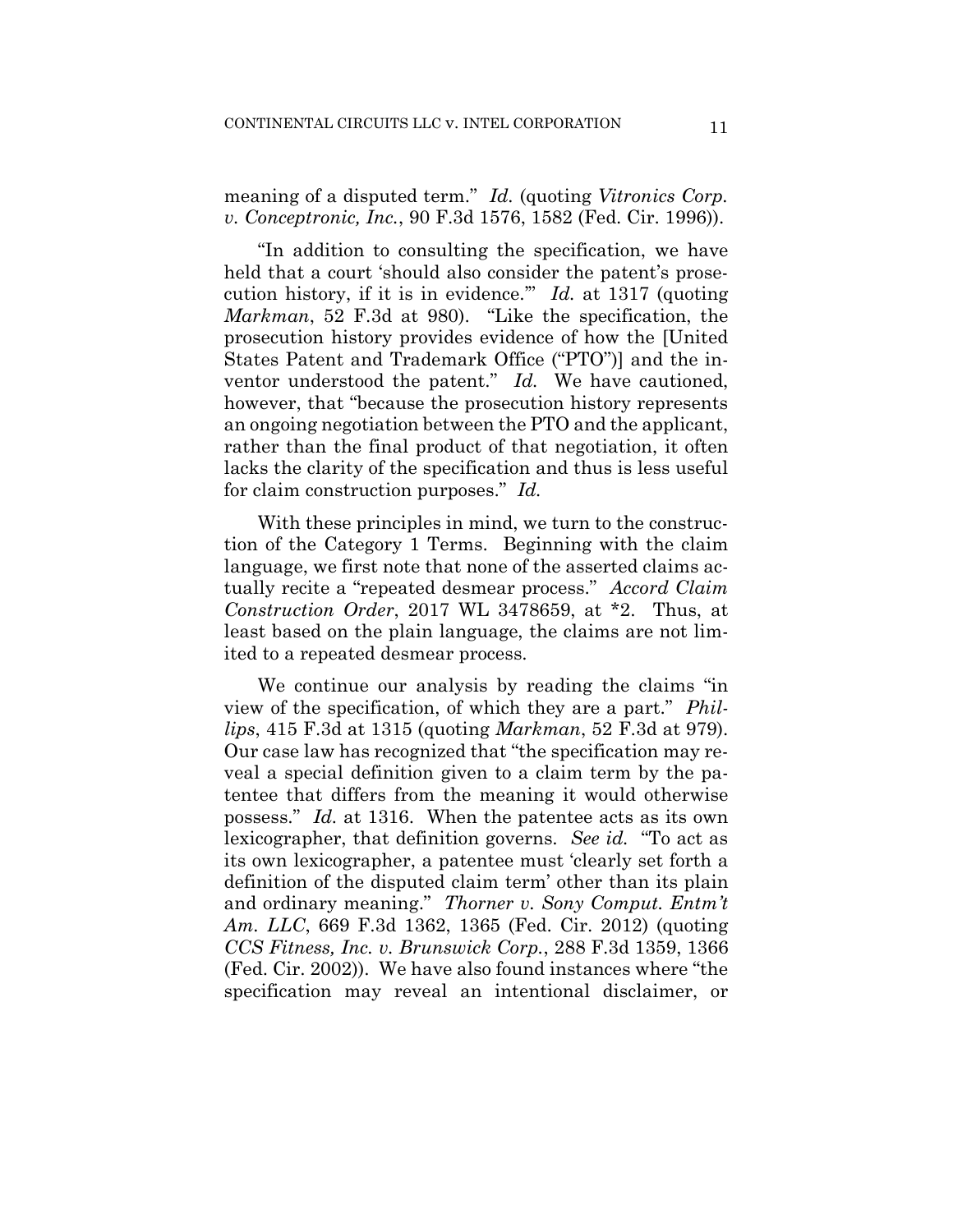meaning of a disputed term." *Id.* (quoting *Vitronics Corp. v. Conceptronic, Inc.*, 90 F.3d 1576, 1582 (Fed. Cir. 1996)).

"In addition to consulting the specification, we have held that a court 'should also consider the patent's prosecution history, if it is in evidence.'" *Id.* at 1317 (quoting *Markman*, 52 F.3d at 980). "Like the specification, the prosecution history provides evidence of how the [United States Patent and Trademark Office ("PTO")] and the inventor understood the patent." *Id.* We have cautioned, however, that "because the prosecution history represents an ongoing negotiation between the PTO and the applicant, rather than the final product of that negotiation, it often lacks the clarity of the specification and thus is less useful for claim construction purposes." *Id.*

With these principles in mind, we turn to the construction of the Category 1 Terms. Beginning with the claim language, we first note that none of the asserted claims actually recite a "repeated desmear process." *Accord Claim Construction Order*, 2017 WL 3478659, at *2. Thus, at least based on the plain language, the claims are not limited to a repeated desmear process.

We continue our analysis by reading the claims "in view of the specification, of which they are a part." *Phillips*, 415 F.3d at 1315 (quoting *Markman*, 52 F.3d at 979). Our case law has recognized that "the specification may reveal a special definition given to a claim term by the patentee that differs from the meaning it would otherwise possess." *Id.* at 1316. When the patentee acts as its own lexicographer, that definition governs. *See id.* "To act as its own lexicographer, a patentee must 'clearly set forth a definition of the disputed claim term' other than its plain and ordinary meaning." *Thorner v. Sony Comput. Entm't Am. LLC*, 669 F.3d 1362, 1365 (Fed. Cir. 2012) (quoting *CCS Fitness, Inc. v. Brunswick Corp.*, 288 F.3d 1359, 1366 (Fed. Cir. 2002)). We have also found instances where "the specification may reveal an intentional disclaimer, or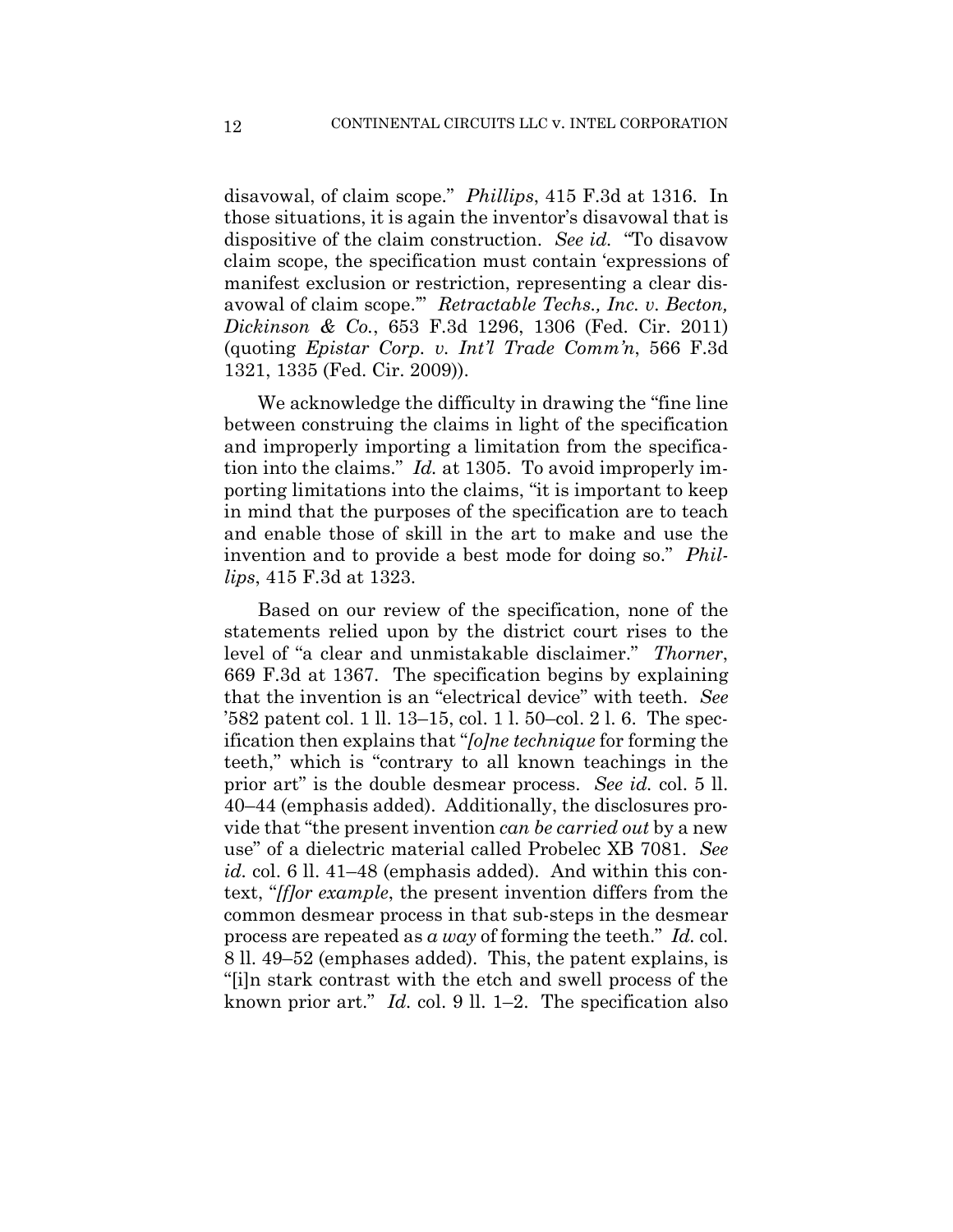disavowal, of claim scope." *Phillips*, 415 F.3d at 1316. In those situations, it is again the inventor's disavowal that is dispositive of the claim construction. *See id.* "To disavow claim scope, the specification must contain 'expressions of manifest exclusion or restriction, representing a clear disavowal of claim scope.'" *Retractable Techs., Inc. v. Becton, Dickinson & Co.*, 653 F.3d 1296, 1306 (Fed. Cir. 2011) (quoting *Epistar Corp. v. Int'l Trade Comm'n*, 566 F.3d 1321, 1335 (Fed. Cir. 2009)).

We acknowledge the difficulty in drawing the "fine line between construing the claims in light of the specification and improperly importing a limitation from the specification into the claims." *Id.* at 1305. To avoid improperly importing limitations into the claims, "it is important to keep in mind that the purposes of the specification are to teach and enable those of skill in the art to make and use the invention and to provide a best mode for doing so." *Phillips*, 415 F.3d at 1323.

Based on our review of the specification, none of the statements relied upon by the district court rises to the level of "a clear and unmistakable disclaimer." *Thorner*, 669 F.3d at 1367. The specification begins by explaining that the invention is an "electrical device" with teeth. *See* '582 patent col. 1 ll. 13–15, col. 1 l. 50–col. 2 l. 6. The specification then explains that "*[o]ne technique* for forming the teeth," which is "contrary to all known teachings in the prior art" is the double desmear process. *See id.* col. 5 ll. 40–44 (emphasis added). Additionally, the disclosures provide that "the present invention *can be carried out* by a new use" of a dielectric material called Probelec XB 7081. *See id.* col. 6 ll. 41–48 (emphasis added). And within this context, "*[f]or example*, the present invention differs from the common desmear process in that sub-steps in the desmear process are repeated as *a way* of forming the teeth." *Id.* col. 8 ll. 49–52 (emphases added). This, the patent explains, is "[i]n stark contrast with the etch and swell process of the known prior art." *Id.* col. 9 ll. 1–2. The specification also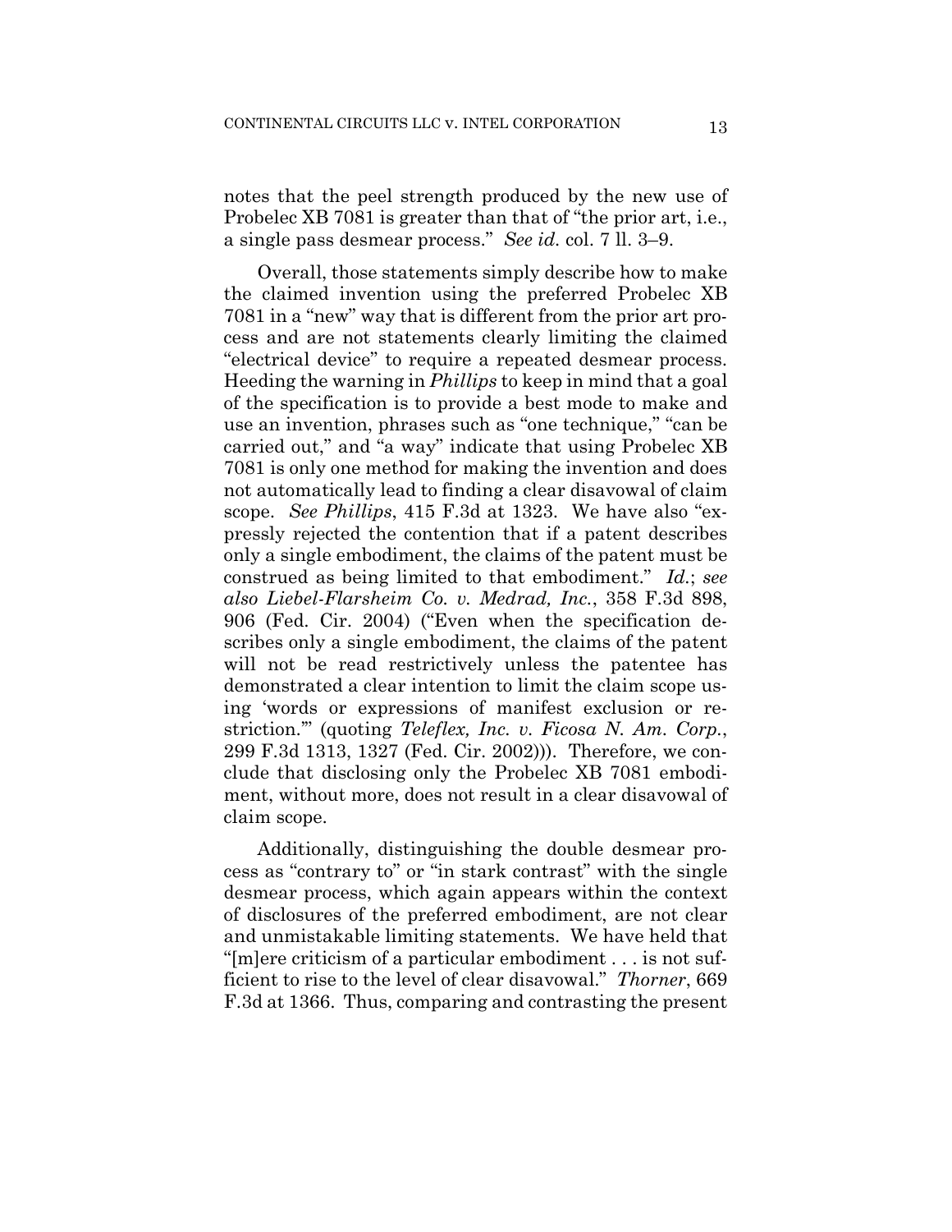notes that the peel strength produced by the new use of Probelec XB 7081 is greater than that of "the prior art, i.e., a single pass desmear process." *See id.* col. 7 ll. 3–9.

Overall, those statements simply describe how to make the claimed invention using the preferred Probelec XB 7081 in a "new" way that is different from the prior art process and are not statements clearly limiting the claimed "electrical device" to require a repeated desmear process. Heeding the warning in *Phillips* to keep in mind that a goal of the specification is to provide a best mode to make and use an invention, phrases such as "one technique," "can be carried out," and "a way" indicate that using Probelec XB 7081 is only one method for making the invention and does not automatically lead to finding a clear disavowal of claim scope. *See Phillips*, 415 F.3d at 1323. We have also "expressly rejected the contention that if a patent describes only a single embodiment, the claims of the patent must be construed as being limited to that embodiment." *Id.*; *see also Liebel-Flarsheim Co. v. Medrad, Inc.*, 358 F.3d 898, 906 (Fed. Cir. 2004) ("Even when the specification describes only a single embodiment, the claims of the patent will not be read restrictively unless the patentee has demonstrated a clear intention to limit the claim scope using 'words or expressions of manifest exclusion or restriction.'" (quoting *Teleflex, Inc. v. Ficosa N. Am. Corp.*, 299 F.3d 1313, 1327 (Fed. Cir. 2002))). Therefore, we conclude that disclosing only the Probelec XB 7081 embodiment, without more, does not result in a clear disavowal of claim scope.

Additionally, distinguishing the double desmear process as "contrary to" or "in stark contrast" with the single desmear process, which again appears within the context of disclosures of the preferred embodiment, are not clear and unmistakable limiting statements. We have held that "[m]ere criticism of a particular embodiment . . . is not sufficient to rise to the level of clear disavowal." *Thorner*, 669 F.3d at 1366. Thus, comparing and contrasting the present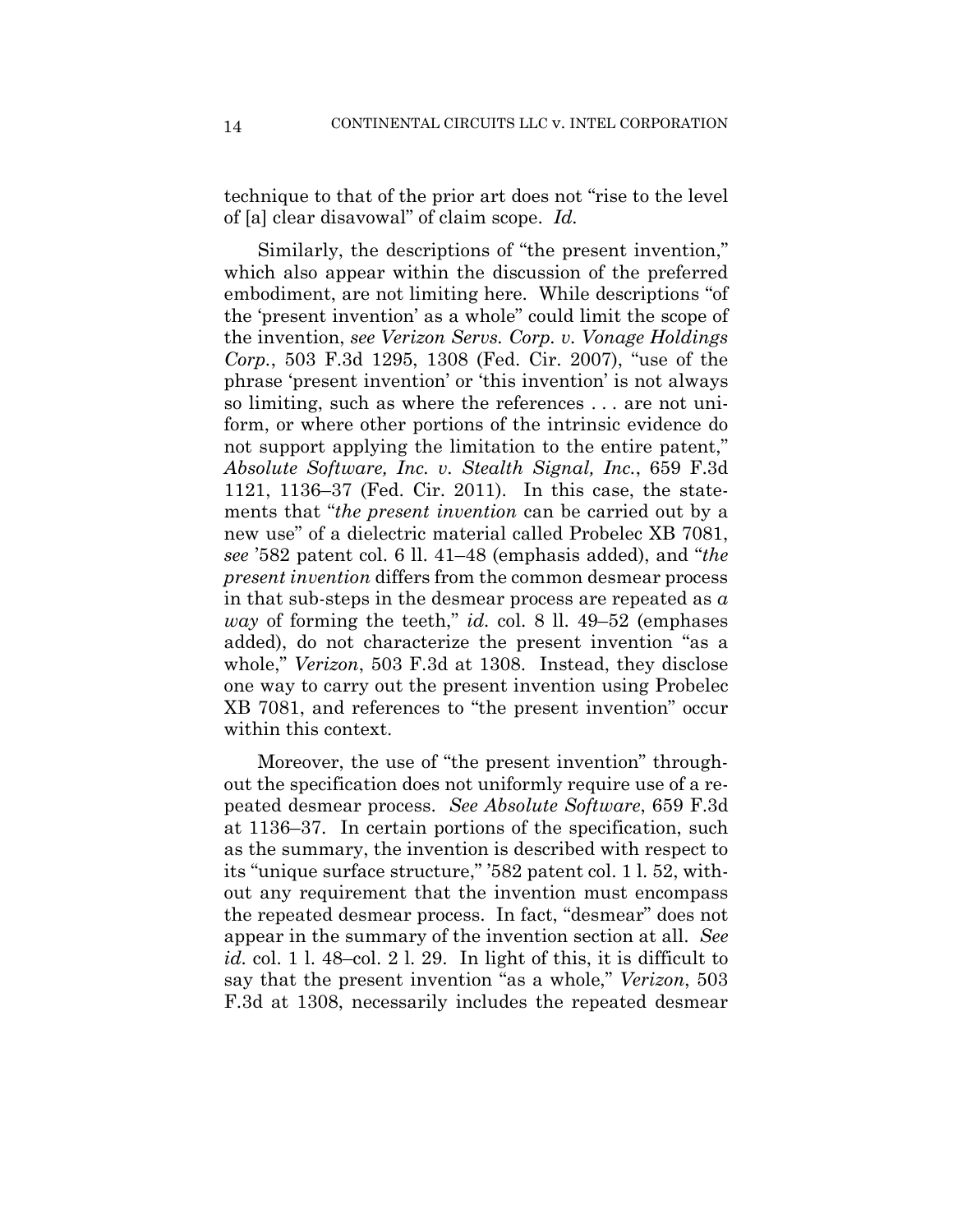technique to that of the prior art does not "rise to the level of [a] clear disavowal" of claim scope. *Id.*

Similarly, the descriptions of "the present invention," which also appear within the discussion of the preferred embodiment, are not limiting here. While descriptions "of the 'present invention' as a whole" could limit the scope of the invention, *see Verizon Servs. Corp. v. Vonage Holdings Corp.*, 503 F.3d 1295, 1308 (Fed. Cir. 2007), "use of the phrase 'present invention' or 'this invention' is not always so limiting, such as where the references . . . are not uniform, or where other portions of the intrinsic evidence do not support applying the limitation to the entire patent," *Absolute Software, Inc. v. Stealth Signal, Inc.*, 659 F.3d 1121, 1136–37 (Fed. Cir. 2011). In this case, the statements that "*the present invention* can be carried out by a new use" of a dielectric material called Probelec XB 7081, *see* '582 patent col. 6 ll. 41–48 (emphasis added), and "*the present invention* differs from the common desmear process in that sub-steps in the desmear process are repeated as *a way* of forming the teeth," *id.* col. 8 ll. 49–52 (emphases added), do not characterize the present invention "as a whole," *Verizon*, 503 F.3d at 1308. Instead, they disclose one way to carry out the present invention using Probelec XB 7081, and references to "the present invention" occur within this context.

Moreover, the use of "the present invention" throughout the specification does not uniformly require use of a repeated desmear process. *See Absolute Software*, 659 F.3d at 1136–37. In certain portions of the specification, such as the summary, the invention is described with respect to its "unique surface structure," '582 patent col. 1 l. 52, without any requirement that the invention must encompass the repeated desmear process. In fact, "desmear" does not appear in the summary of the invention section at all. *See id.* col. 1 l. 48–col. 2 l. 29. In light of this, it is difficult to say that the present invention "as a whole," *Verizon*, 503 F.3d at 1308, necessarily includes the repeated desmear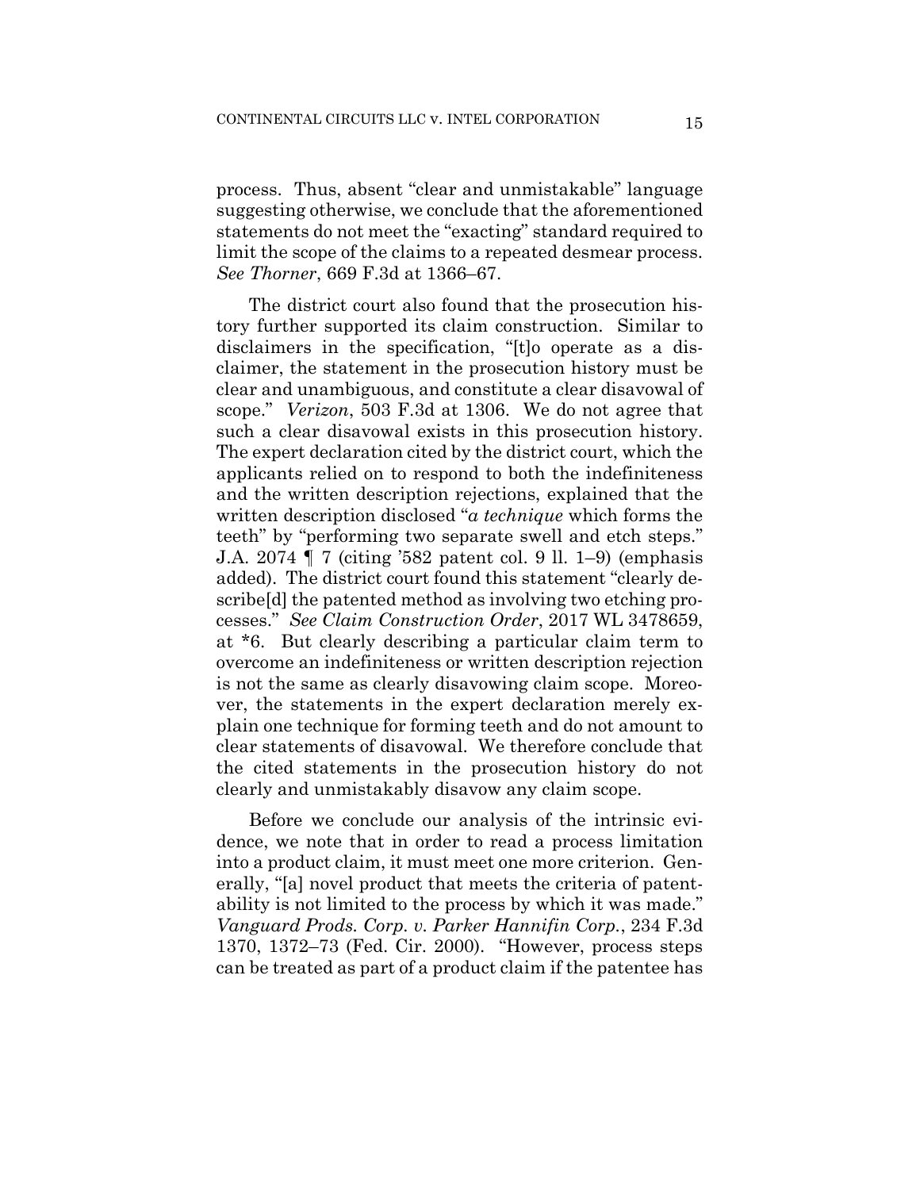process. Thus, absent "clear and unmistakable" language suggesting otherwise, we conclude that the aforementioned statements do not meet the "exacting" standard required to limit the scope of the claims to a repeated desmear process. *See Thorner*, 669 F.3d at 1366–67.

The district court also found that the prosecution history further supported its claim construction. Similar to disclaimers in the specification, "[t]o operate as a disclaimer, the statement in the prosecution history must be clear and unambiguous, and constitute a clear disavowal of scope." *Verizon*, 503 F.3d at 1306. We do not agree that such a clear disavowal exists in this prosecution history. The expert declaration cited by the district court, which the applicants relied on to respond to both the indefiniteness and the written description rejections, explained that the written description disclosed "*a technique* which forms the teeth" by "performing two separate swell and etch steps." J.A. 2074 ¶ 7 (citing '582 patent col. 9 ll. 1–9) (emphasis added). The district court found this statement "clearly describe[d] the patented method as involving two etching processes." *See Claim Construction Order*, 2017 WL 3478659, at *6. But clearly describing a particular claim term to overcome an indefiniteness or written description rejection is not the same as clearly disavowing claim scope. Moreover, the statements in the expert declaration merely explain one technique for forming teeth and do not amount to clear statements of disavowal. We therefore conclude that the cited statements in the prosecution history do not clearly and unmistakably disavow any claim scope.

Before we conclude our analysis of the intrinsic evidence, we note that in order to read a process limitation into a product claim, it must meet one more criterion. Generally, "[a] novel product that meets the criteria of patentability is not limited to the process by which it was made." *Vanguard Prods. Corp. v. Parker Hannifin Corp.*, 234 F.3d 1370, 1372–73 (Fed. Cir. 2000). "However, process steps can be treated as part of a product claim if the patentee has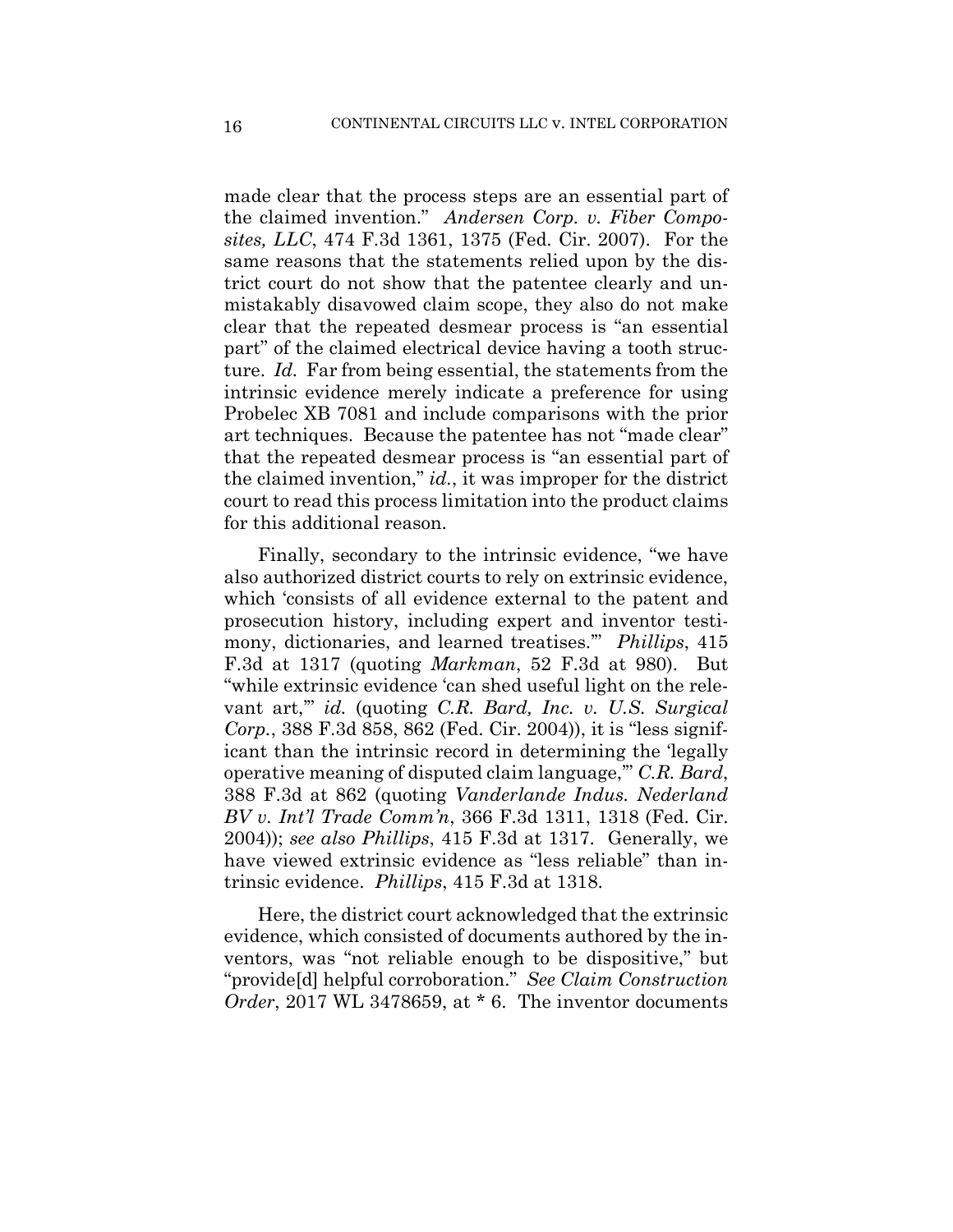made clear that the process steps are an essential part of the claimed invention." *Andersen Corp. v. Fiber Composites, LLC*, 474 F.3d 1361, 1375 (Fed. Cir. 2007). For the same reasons that the statements relied upon by the district court do not show that the patentee clearly and unmistakably disavowed claim scope, they also do not make clear that the repeated desmear process is "an essential part" of the claimed electrical device having a tooth structure. *Id.* Far from being essential, the statements from the intrinsic evidence merely indicate a preference for using Probelec XB 7081 and include comparisons with the prior art techniques. Because the patentee has not "made clear" that the repeated desmear process is "an essential part of the claimed invention," *id.*, it was improper for the district court to read this process limitation into the product claims for this additional reason.

Finally, secondary to the intrinsic evidence, "we have also authorized district courts to rely on extrinsic evidence, which 'consists of all evidence external to the patent and prosecution history, including expert and inventor testimony, dictionaries, and learned treatises.'" *Phillips*, 415 F.3d at 1317 (quoting *Markman*, 52 F.3d at 980). But "while extrinsic evidence 'can shed useful light on the relevant art,'" *id.* (quoting *C.R. Bard, Inc. v. U.S. Surgical Corp.*, 388 F.3d 858, 862 (Fed. Cir. 2004)), it is "less significant than the intrinsic record in determining the 'legally operative meaning of disputed claim language,'" *C.R. Bard*, 388 F.3d at 862 (quoting *Vanderlande Indus. Nederland BV v. Int'l Trade Comm'n*, 366 F.3d 1311, 1318 (Fed. Cir. 2004)); *see also Phillips*, 415 F.3d at 1317. Generally, we have viewed extrinsic evidence as "less reliable" than intrinsic evidence. *Phillips*, 415 F.3d at 1318.

Here, the district court acknowledged that the extrinsic evidence, which consisted of documents authored by the inventors, was "not reliable enough to be dispositive," but "provide[d] helpful corroboration." *See Claim Construction Order*, 2017 WL 3478659, at * 6. The inventor documents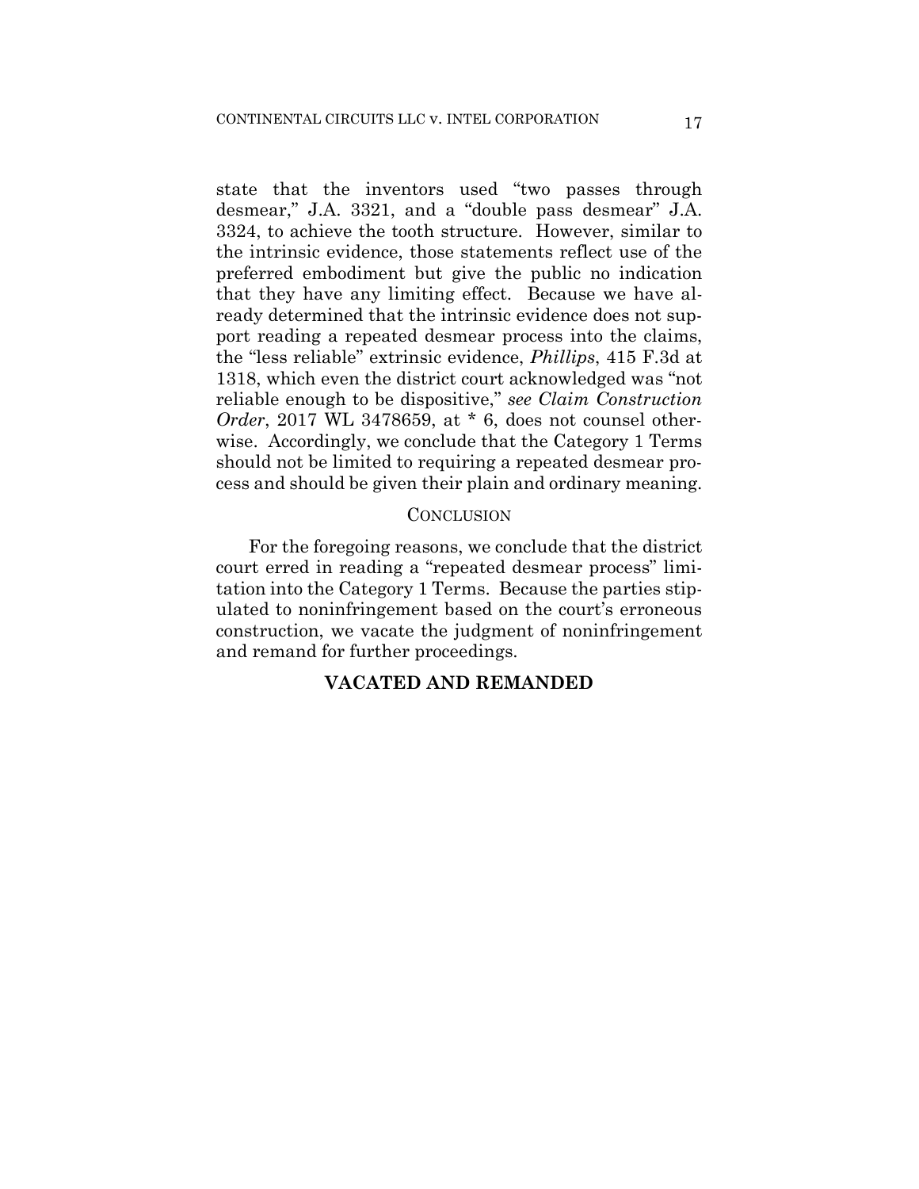state that the inventors used "two passes through desmear," J.A. 3321, and a "double pass desmear" J.A. 3324, to achieve the tooth structure. However, similar to the intrinsic evidence, those statements reflect use of the preferred embodiment but give the public no indication that they have any limiting effect. Because we have already determined that the intrinsic evidence does not support reading a repeated desmear process into the claims, the "less reliable" extrinsic evidence, *Phillips*, 415 F.3d at 1318, which even the district court acknowledged was "not reliable enough to be dispositive," *see Claim Construction Order*, 2017 WL 3478659, at * 6, does not counsel otherwise. Accordingly, we conclude that the Category 1 Terms should not be limited to requiring a repeated desmear process and should be given their plain and ordinary meaning.

## CONCLUSION

For the foregoing reasons, we conclude that the district court erred in reading a "repeated desmear process" limitation into the Category 1 Terms. Because the parties stipulated to noninfringement based on the court's erroneous construction, we vacate the judgment of noninfringement and remand for further proceedings.

**VACATED AND REMANDED**